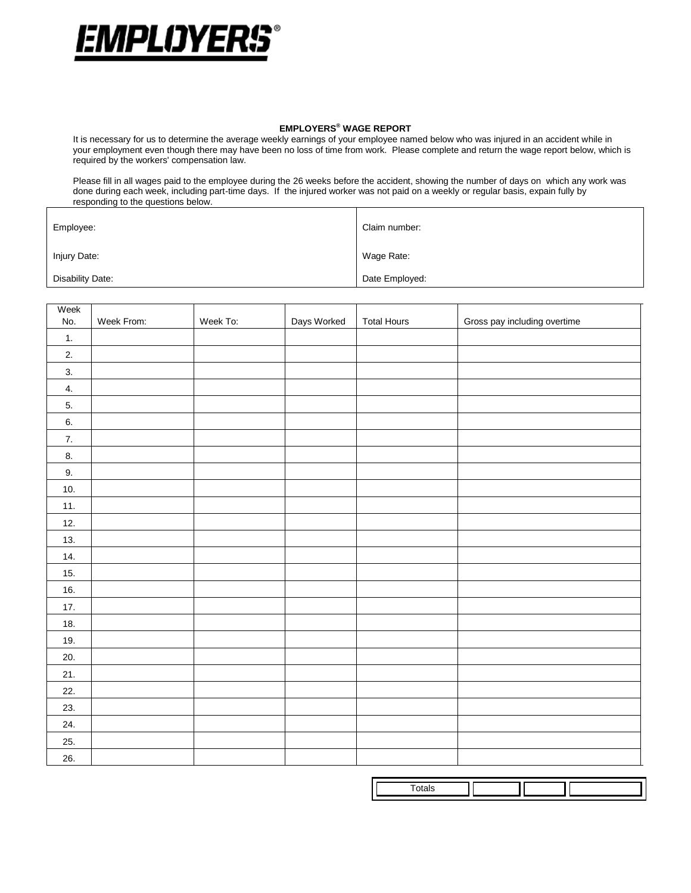**EMPLOYERS®**

## EMPLOYERS® WAGE REPORT

It is necessary for us to determine the average weekly earnings of your employee named below who was injured in an accident while in your employment even though there may have been no loss of time from work. Please complete and return the wage report below, which is required by the workers' compensation law.

Please fill in all wages paid to the employee during the 26 weeks before the accident, showing the number of days on which any work was done during each week, including part-time days. If the injured worker was not paid on a weekly or regular basis, expain fully by responding to the questions below.

| | |
|---|---|
| Employee: | Claim number: |
| Injury Date: | Wage Rate: |
| Disability Date: | Date Employed: |

| Week No. | Week From: | Week To: | Days Worked | Total Hours | Gross pay including overtime |
|---|---|---|---|---|---|
| 1. | | | | | |
| 2. | | | | | |
| 3. | | | | | |
| 4. | | | | | |
| 5. | | | | | |
| 6. | | | | | |
| 7. | | | | | |
| 8. | | | | | |
| 9. | | | | | |
| 10. | | | | | |
| 11. | | | | | |
| 12. | | | | | |
| 13. | | | | | |
| 14. | | | | | |
| 15. | | | | | |
| 16. | | | | | |
| 17. | | | | | |
| 18. | | | | | |
| 19. | | | | | |
| 20. | | | | | |
| 21. | | | | | |
| 22. | | | | | |
| 23. | | | | | |
| 24. | | | | | |
| 25. | | | | | |
| 26. | | | | | |
| | | | Totals | | |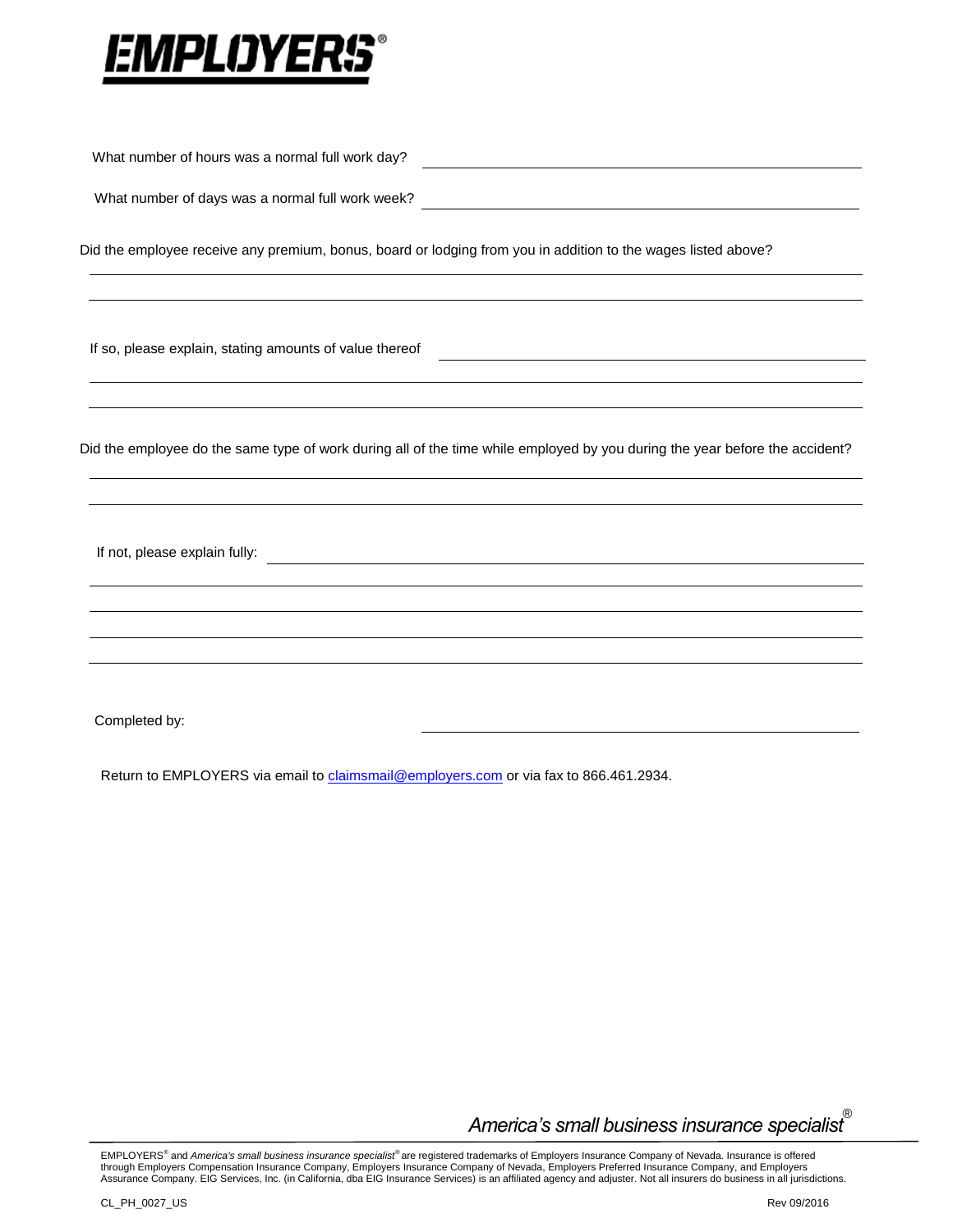# EMPLOYERS®

What number of hours was a normal full work day? \_\_\_\_\_\_\_\_\_\_\_\_\_\_\_\_\_\_\_\_\_\_\_\_\_\_\_\_\_\_\_\_

What number of days was a normal full work week? \_\_\_\_\_\_\_\_\_\_\_\_\_\_\_\_\_\_\_\_\_\_\_\_\_\_\_\_\_\_\_\_

Did the employee receive any premium, bonus, board or lodging from you in addition to the wages listed above?

\_\_\_\_\_\_\_\_\_\_\_\_\_\_\_\_\_\_\_\_\_\_\_\_\_\_\_\_\_\_\_\_\_\_\_\_\_\_\_\_\_\_\_\_\_\_\_\_\_\_\_\_\_\_\_\_\_\_\_\_\_\_\_\_\_\_\_\_\_\_

\_\_\_\_\_\_\_\_\_\_\_\_\_\_\_\_\_\_\_\_\_\_\_\_\_\_\_\_\_\_\_\_\_\_\_\_\_\_\_\_\_\_\_\_\_\_\_\_\_\_\_\_\_\_\_\_\_\_\_\_\_\_\_\_\_\_\_\_\_\_

If so, please explain, stating amounts of value thereof \_\_\_\_\_\_\_\_\_\_\_\_\_\_\_\_\_\_\_\_\_\_\_\_\_\_\_\_\_\_\_\_

\_\_\_\_\_\_\_\_\_\_\_\_\_\_\_\_\_\_\_\_\_\_\_\_\_\_\_\_\_\_\_\_\_\_\_\_\_\_\_\_\_\_\_\_\_\_\_\_\_\_\_\_\_\_\_\_\_\_\_\_\_\_\_\_\_\_\_\_\_\_

\_\_\_\_\_\_\_\_\_\_\_\_\_\_\_\_\_\_\_\_\_\_\_\_\_\_\_\_\_\_\_\_\_\_\_\_\_\_\_\_\_\_\_\_\_\_\_\_\_\_\_\_\_\_\_\_\_\_\_\_\_\_\_\_\_\_\_\_\_\_

Did the employee do the same type of work during all of the time while employed by you during the year before the accident?

\_\_\_\_\_\_\_\_\_\_\_\_\_\_\_\_\_\_\_\_\_\_\_\_\_\_\_\_\_\_\_\_\_\_\_\_\_\_\_\_\_\_\_\_\_\_\_\_\_\_\_\_\_\_\_\_\_\_\_\_\_\_\_\_\_\_\_\_\_\_

\_\_\_\_\_\_\_\_\_\_\_\_\_\_\_\_\_\_\_\_\_\_\_\_\_\_\_\_\_\_\_\_\_\_\_\_\_\_\_\_\_\_\_\_\_\_\_\_\_\_\_\_\_\_\_\_\_\_\_\_\_\_\_\_\_\_\_\_\_\_

If not, please explain fully: \_\_\_\_\_\_\_\_\_\_\_\_\_\_\_\_\_\_\_\_\_\_\_\_\_\_\_\_\_\_\_\_\_\_\_\_\_\_\_\_\_\_\_\_\_\_\_\_

\_\_\_\_\_\_\_\_\_\_\_\_\_\_\_\_\_\_\_\_\_\_\_\_\_\_\_\_\_\_\_\_\_\_\_\_\_\_\_\_\_\_\_\_\_\_\_\_\_\_\_\_\_\_\_\_\_\_\_\_\_\_\_\_\_\_\_\_\_\_

\_\_\_\_\_\_\_\_\_\_\_\_\_\_\_\_\_\_\_\_\_\_\_\_\_\_\_\_\_\_\_\_\_\_\_\_\_\_\_\_\_\_\_\_\_\_\_\_\_\_\_\_\_\_\_\_\_\_\_\_\_\_\_\_\_\_\_\_\_\_

\_\_\_\_\_\_\_\_\_\_\_\_\_\_\_\_\_\_\_\_\_\_\_\_\_\_\_\_\_\_\_\_\_\_\_\_\_\_\_\_\_\_\_\_\_\_\_\_\_\_\_\_\_\_\_\_\_\_\_\_\_\_\_\_\_\_\_\_\_\_

\_\_\_\_\_\_\_\_\_\_\_\_\_\_\_\_\_\_\_\_\_\_\_\_\_\_\_\_\_\_\_\_\_\_\_\_\_\_\_\_\_\_\_\_\_\_\_\_\_\_\_\_\_\_\_\_\_\_\_\_\_\_\_\_\_\_\_\_\_\_

Completed by: \_\_\_\_\_\_\_\_\_\_\_\_\_\_\_\_\_\_\_\_\_\_\_\_\_\_\_\_\_\_\_\_\_\_\_\_\_\_\_\_

Return to EMPLOYERS via email to claimsmail@employers.com or via fax to 866.461.2934.

*America's small business insurance specialist®*

EMPLOYERS® and *America's small business insurance specialist®* are registered trademarks of Employers Insurance Company of Nevada. Insurance is offered through Employers Compensation Insurance Company, Employers Insurance Company of Nevada, Employers Preferred Insurance Company, and Employers Assurance Company. EIG Services, Inc. (in California, dba EIG Insurance Services) is an affiliated agency and adjuster. Not all insurers do business in all jurisdictions.

CL_PH_0027_US Rev 09/2016